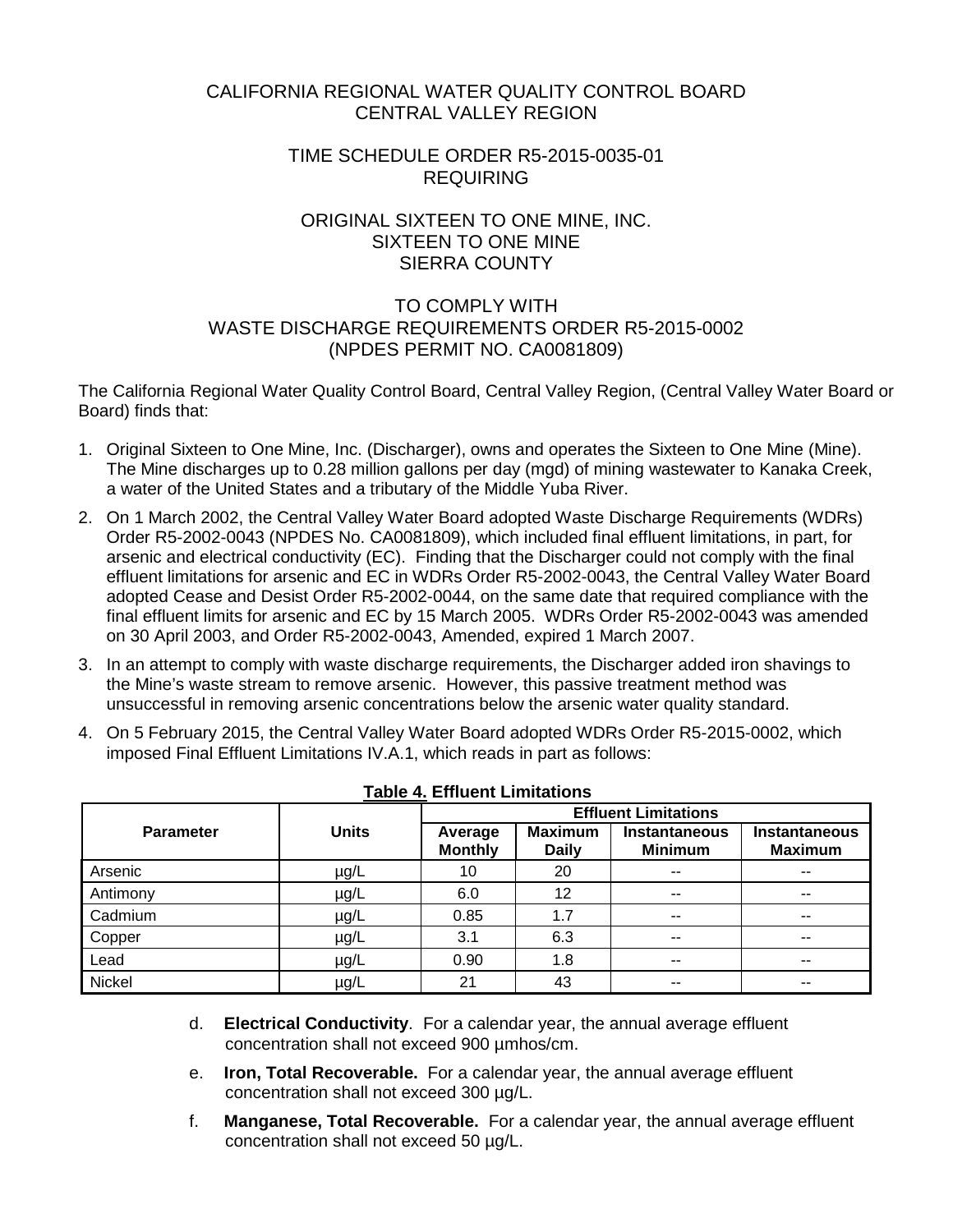CALIFORNIA REGIONAL WATER QUALITY CONTROL BOARD
CENTRAL VALLEY REGION

TIME SCHEDULE ORDER R5-2015-0035-01
REQUIRING

ORIGINAL SIXTEEN TO ONE MINE, INC.
SIXTEEN TO ONE MINE
SIERRA COUNTY

TO COMPLY WITH
WASTE DISCHARGE REQUIREMENTS ORDER R5-2015-0002
(NPDES PERMIT NO. CA0081809)

The California Regional Water Quality Control Board, Central Valley Region, (Central Valley Water Board or Board) finds that:

1. Original Sixteen to One Mine, Inc. (Discharger), owns and operates the Sixteen to One Mine (Mine). The Mine discharges up to 0.28 million gallons per day (mgd) of mining wastewater to Kanaka Creek, a water of the United States and a tributary of the Middle Yuba River.
2. On 1 March 2002, the Central Valley Water Board adopted Waste Discharge Requirements (WDRs) Order R5-2002-0043 (NPDES No. CA0081809), which included final effluent limitations, in part, for arsenic and electrical conductivity (EC). Finding that the Discharger could not comply with the final effluent limitations for arsenic and EC in WDRs Order R5-2002-0043, the Central Valley Water Board adopted Cease and Desist Order R5-2002-0044, on the same date that required compliance with the final effluent limits for arsenic and EC by 15 March 2005. WDRs Order R5-2002-0043 was amended on 30 April 2003, and Order R5-2002-0043, Amended, expired 1 March 2007.
3. In an attempt to comply with waste discharge requirements, the Discharger added iron shavings to the Mine's waste stream to remove arsenic. However, this passive treatment method was unsuccessful in removing arsenic concentrations below the arsenic water quality standard.
4. On 5 February 2015, the Central Valley Water Board adopted WDRs Order R5-2015-0002, which imposed Final Effluent Limitations IV.A.1, which reads in part as follows:

**Table 4. Effluent Limitations**

| Parameter | Units | Effluent Limitations | | | |
|---|---|---|---|---|---|
| | | **Average Monthly** | **Maximum Daily** | **Instantaneous Minimum** | **Instantaneous Maximum** |
| Arsenic | µg/L | 10 | 20 | -- | -- |
| Antimony | µg/L | 6.0 | 12 | -- | -- |
| Cadmium | µg/L | 0.85 | 1.7 | -- | -- |
| Copper | µg/L | 3.1 | 6.3 | -- | -- |
| Lead | µg/L | 0.90 | 1.8 | -- | -- |
| Nickel | µg/L | 21 | 43 | -- | -- |

d. **Electrical Conductivity**. For a calendar year, the annual average effluent concentration shall not exceed 900 µmhos/cm.

e. **Iron, Total Recoverable.** For a calendar year, the annual average effluent concentration shall not exceed 300 µg/L.

f. **Manganese, Total Recoverable.** For a calendar year, the annual average effluent concentration shall not exceed 50 µg/L.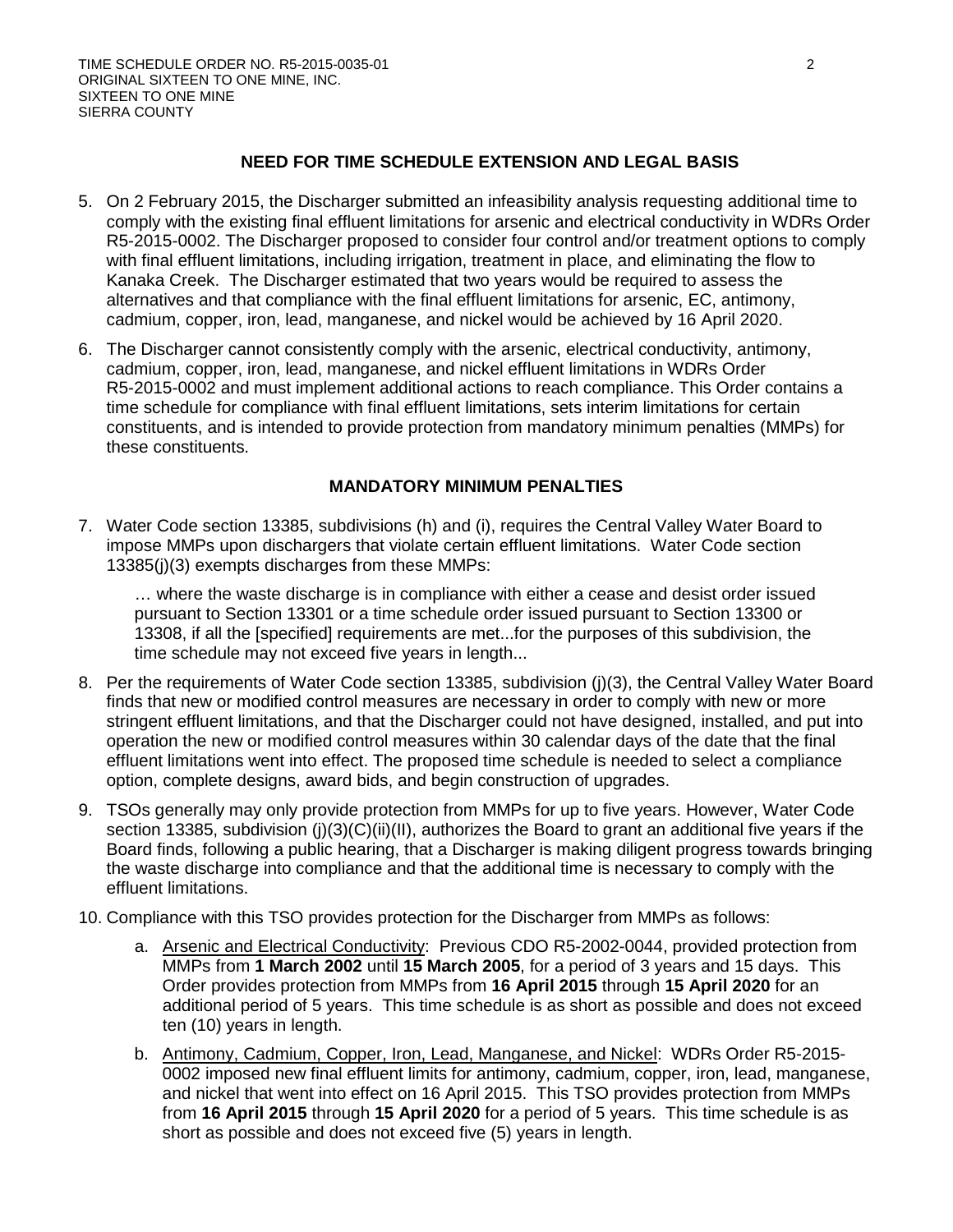## NEED FOR TIME SCHEDULE EXTENSION AND LEGAL BASIS

5. On 2 February 2015, the Discharger submitted an infeasibility analysis requesting additional time to comply with the existing final effluent limitations for arsenic and electrical conductivity in WDRs Order R5-2015-0002. The Discharger proposed to consider four control and/or treatment options to comply with final effluent limitations, including irrigation, treatment in place, and eliminating the flow to Kanaka Creek. The Discharger estimated that two years would be required to assess the alternatives and that compliance with the final effluent limitations for arsenic, EC, antimony, cadmium, copper, iron, lead, manganese, and nickel would be achieved by 16 April 2020.

6. The Discharger cannot consistently comply with the arsenic, electrical conductivity, antimony, cadmium, copper, iron, lead, manganese, and nickel effluent limitations in WDRs Order R5-2015-0002 and must implement additional actions to reach compliance. This Order contains a time schedule for compliance with final effluent limitations, sets interim limitations for certain constituents, and is intended to provide protection from mandatory minimum penalties (MMPs) for these constituents.

## MANDATORY MINIMUM PENALTIES

7. Water Code section 13385, subdivisions (h) and (i), requires the Central Valley Water Board to impose MMPs upon dischargers that violate certain effluent limitations. Water Code section 13385(j)(3) exempts discharges from these MMPs:

   > … where the waste discharge is in compliance with either a cease and desist order issued pursuant to Section 13301 or a time schedule order issued pursuant to Section 13300 or 13308, if all the [specified] requirements are met...for the purposes of this subdivision, the time schedule may not exceed five years in length...

8. Per the requirements of Water Code section 13385, subdivision (j)(3), the Central Valley Water Board finds that new or modified control measures are necessary in order to comply with new or more stringent effluent limitations, and that the Discharger could not have designed, installed, and put into operation the new or modified control measures within 30 calendar days of the date that the final effluent limitations went into effect. The proposed time schedule is needed to select a compliance option, complete designs, award bids, and begin construction of upgrades.

9. TSOs generally may only provide protection from MMPs for up to five years. However, Water Code section 13385, subdivision (j)(3)(C)(ii)(II), authorizes the Board to grant an additional five years if the Board finds, following a public hearing, that a Discharger is making diligent progress towards bringing the waste discharge into compliance and that the additional time is necessary to comply with the effluent limitations.

10. Compliance with this TSO provides protection for the Discharger from MMPs as follows:

    a. Arsenic and Electrical Conductivity: Previous CDO R5-2002-0044, provided protection from MMPs from **1 March 2002** until **15 March 2005**, for a period of 3 years and 15 days. This Order provides protection from MMPs from **16 April 2015** through **15 April 2020** for an additional period of 5 years. This time schedule is as short as possible and does not exceed ten (10) years in length.

    b. Antimony, Cadmium, Copper, Iron, Lead, Manganese, and Nickel: WDRs Order R5-2015-0002 imposed new final effluent limits for antimony, cadmium, copper, iron, lead, manganese, and nickel that went into effect on 16 April 2015. This TSO provides protection from MMPs from **16 April 2015** through **15 April 2020** for a period of 5 years. This time schedule is as short as possible and does not exceed five (5) years in length.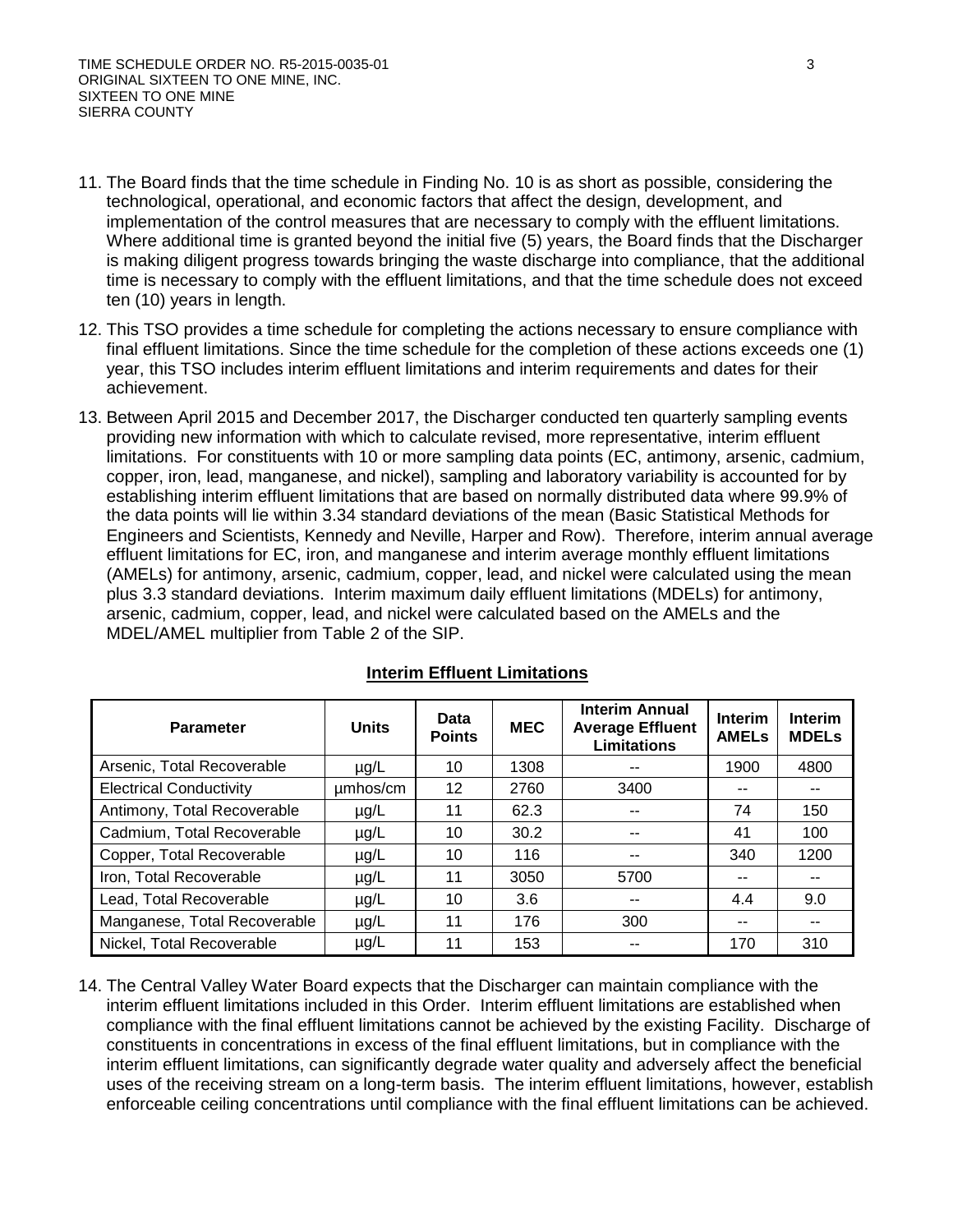11. The Board finds that the time schedule in Finding No. 10 is as short as possible, considering the technological, operational, and economic factors that affect the design, development, and implementation of the control measures that are necessary to comply with the effluent limitations. Where additional time is granted beyond the initial five (5) years, the Board finds that the Discharger is making diligent progress towards bringing the waste discharge into compliance, that the additional time is necessary to comply with the effluent limitations, and that the time schedule does not exceed ten (10) years in length.

12. This TSO provides a time schedule for completing the actions necessary to ensure compliance with final effluent limitations. Since the time schedule for the completion of these actions exceeds one (1) year, this TSO includes interim effluent limitations and interim requirements and dates for their achievement.

13. Between April 2015 and December 2017, the Discharger conducted ten quarterly sampling events providing new information with which to calculate revised, more representative, interim effluent limitations. For constituents with 10 or more sampling data points (EC, antimony, arsenic, cadmium, copper, iron, lead, manganese, and nickel), sampling and laboratory variability is accounted for by establishing interim effluent limitations that are based on normally distributed data where 99.9% of the data points will lie within 3.34 standard deviations of the mean (Basic Statistical Methods for Engineers and Scientists, Kennedy and Neville, Harper and Row). Therefore, interim annual average effluent limitations for EC, iron, and manganese and interim average monthly effluent limitations (AMELs) for antimony, arsenic, cadmium, copper, lead, and nickel were calculated using the mean plus 3.3 standard deviations. Interim maximum daily effluent limitations (MDELs) for antimony, arsenic, cadmium, copper, lead, and nickel were calculated based on the AMELs and the MDEL/AMEL multiplier from Table 2 of the SIP.

**Interim Effluent Limitations**

| Parameter | Units | Data Points | MEC | Interim Annual Average Effluent Limitations | Interim AMELs | Interim MDELs |
|---|---|---|---|---|---|---|
| Arsenic, Total Recoverable | µg/L | 10 | 1308 | -- | 1900 | 4800 |
| Electrical Conductivity | µmhos/cm | 12 | 2760 | 3400 | -- | -- |
| Antimony, Total Recoverable | µg/L | 11 | 62.3 | -- | 74 | 150 |
| Cadmium, Total Recoverable | µg/L | 10 | 30.2 | -- | 41 | 100 |
| Copper, Total Recoverable | µg/L | 10 | 116 | -- | 340 | 1200 |
| Iron, Total Recoverable | µg/L | 11 | 3050 | 5700 | -- | -- |
| Lead, Total Recoverable | µg/L | 10 | 3.6 | -- | 4.4 | 9.0 |
| Manganese, Total Recoverable | µg/L | 11 | 176 | 300 | -- | -- |
| Nickel, Total Recoverable | µg/L | 11 | 153 | -- | 170 | 310 |

14. The Central Valley Water Board expects that the Discharger can maintain compliance with the interim effluent limitations included in this Order. Interim effluent limitations are established when compliance with the final effluent limitations cannot be achieved by the existing Facility. Discharge of constituents in concentrations in excess of the final effluent limitations, but in compliance with the interim effluent limitations, can significantly degrade water quality and adversely affect the beneficial uses of the receiving stream on a long-term basis. The interim effluent limitations, however, establish enforceable ceiling concentrations until compliance with the final effluent limitations can be achieved.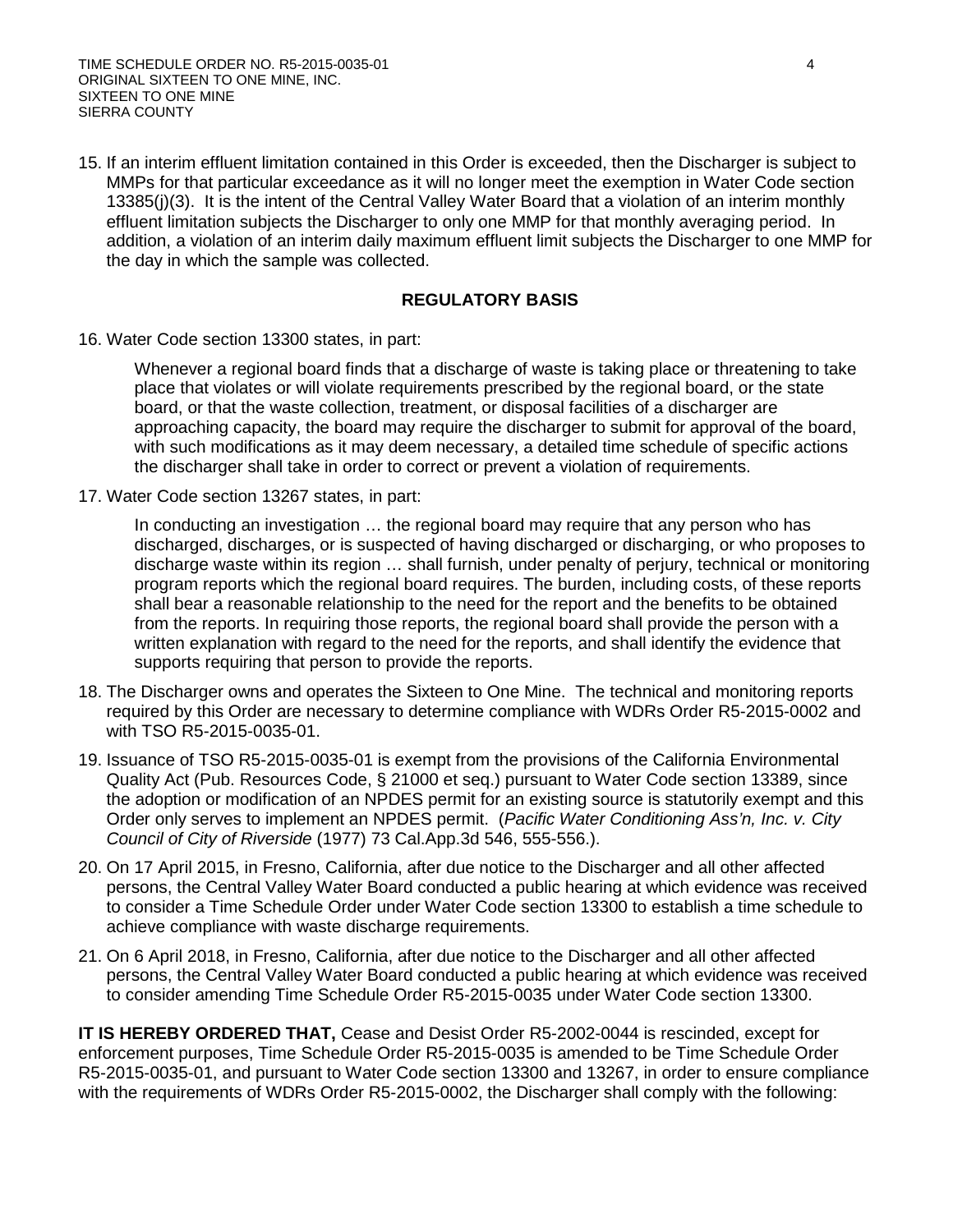15. If an interim effluent limitation contained in this Order is exceeded, then the Discharger is subject to MMPs for that particular exceedance as it will no longer meet the exemption in Water Code section 13385(j)(3). It is the intent of the Central Valley Water Board that a violation of an interim monthly effluent limitation subjects the Discharger to only one MMP for that monthly averaging period. In addition, a violation of an interim daily maximum effluent limit subjects the Discharger to one MMP for the day in which the sample was collected.

## REGULATORY BASIS

16. Water Code section 13300 states, in part:

    Whenever a regional board finds that a discharge of waste is taking place or threatening to take place that violates or will violate requirements prescribed by the regional board, or the state board, or that the waste collection, treatment, or disposal facilities of a discharger are approaching capacity, the board may require the discharger to submit for approval of the board, with such modifications as it may deem necessary, a detailed time schedule of specific actions the discharger shall take in order to correct or prevent a violation of requirements.

17. Water Code section 13267 states, in part:

    In conducting an investigation … the regional board may require that any person who has discharged, discharges, or is suspected of having discharged or discharging, or who proposes to discharge waste within its region … shall furnish, under penalty of perjury, technical or monitoring program reports which the regional board requires. The burden, including costs, of these reports shall bear a reasonable relationship to the need for the report and the benefits to be obtained from the reports. In requiring those reports, the regional board shall provide the person with a written explanation with regard to the need for the reports, and shall identify the evidence that supports requiring that person to provide the reports.

18. The Discharger owns and operates the Sixteen to One Mine. The technical and monitoring reports required by this Order are necessary to determine compliance with WDRs Order R5-2015-0002 and with TSO R5-2015-0035-01.

19. Issuance of TSO R5-2015-0035-01 is exempt from the provisions of the California Environmental Quality Act (Pub. Resources Code, § 21000 et seq.) pursuant to Water Code section 13389, since the adoption or modification of an NPDES permit for an existing source is statutorily exempt and this Order only serves to implement an NPDES permit. (*Pacific Water Conditioning Ass'n, Inc. v. City Council of City of Riverside* (1977) 73 Cal.App.3d 546, 555-556.).

20. On 17 April 2015, in Fresno, California, after due notice to the Discharger and all other affected persons, the Central Valley Water Board conducted a public hearing at which evidence was received to consider a Time Schedule Order under Water Code section 13300 to establish a time schedule to achieve compliance with waste discharge requirements.

21. On 6 April 2018, in Fresno, California, after due notice to the Discharger and all other affected persons, the Central Valley Water Board conducted a public hearing at which evidence was received to consider amending Time Schedule Order R5-2015-0035 under Water Code section 13300.

**IT IS HEREBY ORDERED THAT,** Cease and Desist Order R5-2002-0044 is rescinded, except for enforcement purposes, Time Schedule Order R5-2015-0035 is amended to be Time Schedule Order R5-2015-0035-01, and pursuant to Water Code section 13300 and 13267, in order to ensure compliance with the requirements of WDRs Order R5-2015-0002, the Discharger shall comply with the following: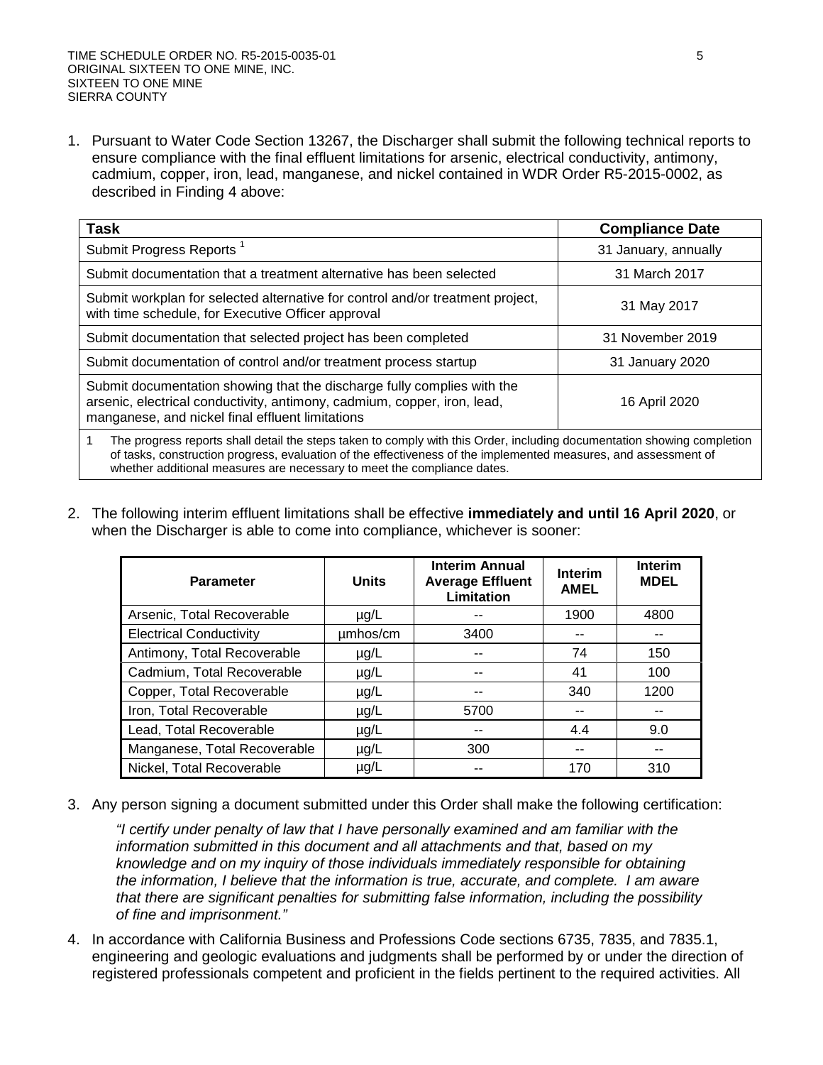1. Pursuant to Water Code Section 13267, the Discharger shall submit the following technical reports to ensure compliance with the final effluent limitations for arsenic, electrical conductivity, antimony, cadmium, copper, iron, lead, manganese, and nickel contained in WDR Order R5-2015-0002, as described in Finding 4 above:

| Task | Compliance Date |
|---|---|
| Submit Progress Reports [1] | 31 January, annually |
| Submit documentation that a treatment alternative has been selected | 31 March 2017 |
| Submit workplan for selected alternative for control and/or treatment project, with time schedule, for Executive Officer approval | 31 May 2017 |
| Submit documentation that selected project has been completed | 31 November 2019 |
| Submit documentation of control and/or treatment process startup | 31 January 2020 |
| Submit documentation showing that the discharge fully complies with the arsenic, electrical conductivity, antimony, cadmium, copper, iron, lead, manganese, and nickel final effluent limitations | 16 April 2020 |

1 The progress reports shall detail the steps taken to comply with this Order, including documentation showing completion of tasks, construction progress, evaluation of the effectiveness of the implemented measures, and assessment of whether additional measures are necessary to meet the compliance dates.

2. The following interim effluent limitations shall be effective **immediately and until 16 April 2020**, or when the Discharger is able to come into compliance, whichever is sooner:

| Parameter | Units | Interim Annual Average Effluent Limitation | Interim AMEL | Interim MDEL |
|---|---|---|---|---|
| Arsenic, Total Recoverable | µg/L | -- | 1900 | 4800 |
| Electrical Conductivity | µmhos/cm | 3400 | -- | -- |
| Antimony, Total Recoverable | µg/L | -- | 74 | 150 |
| Cadmium, Total Recoverable | µg/L | -- | 41 | 100 |
| Copper, Total Recoverable | µg/L | -- | 340 | 1200 |
| Iron, Total Recoverable | µg/L | 5700 | -- | -- |
| Lead, Total Recoverable | µg/L | -- | 4.4 | 9.0 |
| Manganese, Total Recoverable | µg/L | 300 | -- | -- |
| Nickel, Total Recoverable | µg/L | -- | 170 | 310 |

3. Any person signing a document submitted under this Order shall make the following certification:

   *"I certify under penalty of law that I have personally examined and am familiar with the information submitted in this document and all attachments and that, based on my knowledge and on my inquiry of those individuals immediately responsible for obtaining the information, I believe that the information is true, accurate, and complete. I am aware that there are significant penalties for submitting false information, including the possibility of fine and imprisonment."*

4. In accordance with California Business and Professions Code sections 6735, 7835, and 7835.1, engineering and geologic evaluations and judgments shall be performed by or under the direction of registered professionals competent and proficient in the fields pertinent to the required activities. All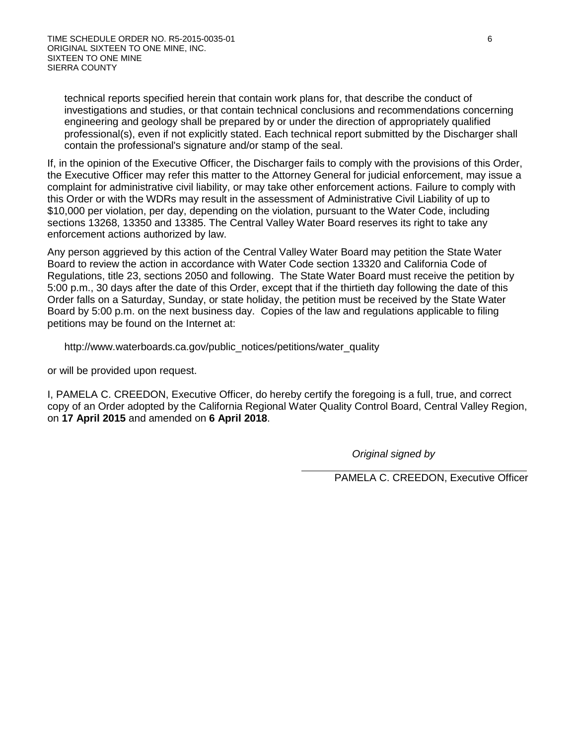technical reports specified herein that contain work plans for, that describe the conduct of investigations and studies, or that contain technical conclusions and recommendations concerning engineering and geology shall be prepared by or under the direction of appropriately qualified professional(s), even if not explicitly stated. Each technical report submitted by the Discharger shall contain the professional's signature and/or stamp of the seal.

If, in the opinion of the Executive Officer, the Discharger fails to comply with the provisions of this Order, the Executive Officer may refer this matter to the Attorney General for judicial enforcement, may issue a complaint for administrative civil liability, or may take other enforcement actions. Failure to comply with this Order or with the WDRs may result in the assessment of Administrative Civil Liability of up to $10,000 per violation, per day, depending on the violation, pursuant to the Water Code, including sections 13268, 13350 and 13385. The Central Valley Water Board reserves its right to take any enforcement actions authorized by law.

Any person aggrieved by this action of the Central Valley Water Board may petition the State Water Board to review the action in accordance with Water Code section 13320 and California Code of Regulations, title 23, sections 2050 and following. The State Water Board must receive the petition by 5:00 p.m., 30 days after the date of this Order, except that if the thirtieth day following the date of this Order falls on a Saturday, Sunday, or state holiday, the petition must be received by the State Water Board by 5:00 p.m. on the next business day. Copies of the law and regulations applicable to filing petitions may be found on the Internet at:

http://www.waterboards.ca.gov/public_notices/petitions/water_quality

or will be provided upon request.

I, PAMELA C. CREEDON, Executive Officer, do hereby certify the foregoing is a full, true, and correct copy of an Order adopted by the California Regional Water Quality Control Board, Central Valley Region, on **17 April 2015** and amended on **6 April 2018**.

*Original signed by*

PAMELA C. CREEDON, Executive Officer